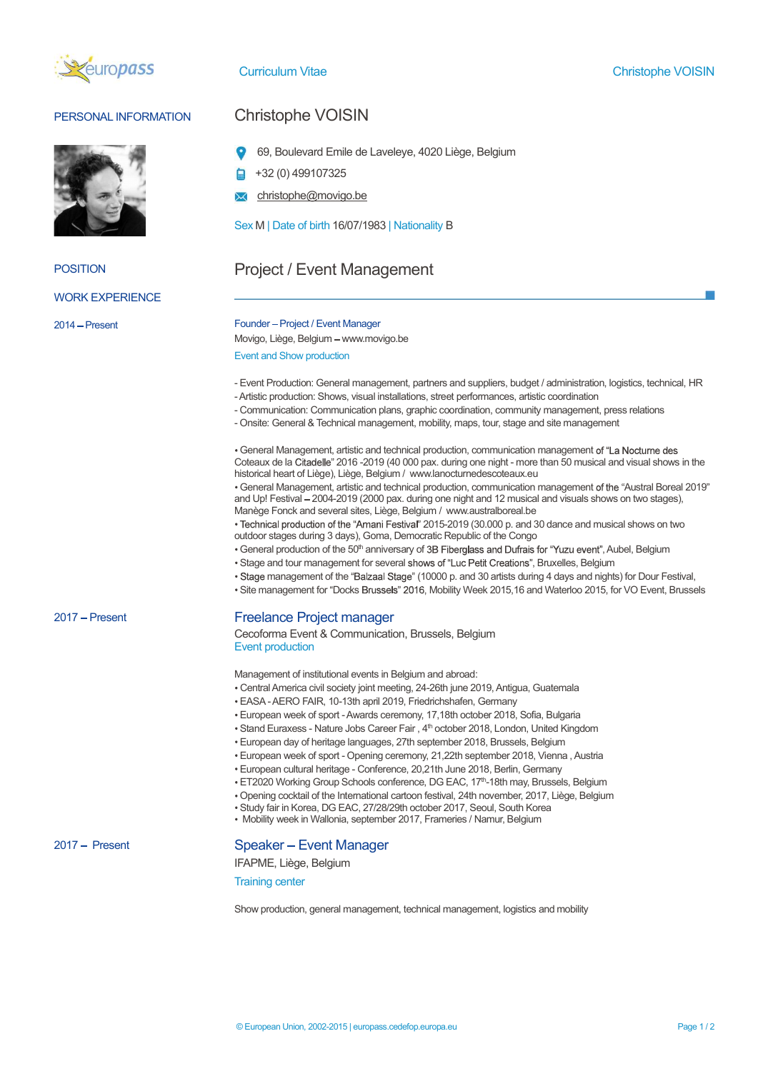# Christophe VOISIN

## PERSONAL INFORMATION

69, Boulevard Emile de Laveleye, 4020 Liège, Belgium

+32 (0) 499107325

christophe@movigo.be

Sex M | Date of birth 16/07/1983 | Nationality B

## POSITION

Project / Event Management

## WORK EXPERIENCE

**2014 – Present**

### Founder – Project / Event Manager

Movigo, Liège, Belgium – www.movigo.be

Event and Show production

- Event Production: General management, partners and suppliers, budget / administration, logistics, technical, HR
- Artistic production: Shows, visual installations, street performances, artistic coordination
- Communication: Communication plans, graphic coordination, community management, press relations
- Onsite: General & Technical management, mobility, maps, tour, stage and site management

- General Management, artistic and technical production, communication management of "La Nocturne des Coteaux de la Citadelle" 2016 -2019 (40 000 pax. during one night - more than 50 musical and visual shows in the historical heart of Liège), Liège, Belgium / www.lanocturnedescoteaux.eu
- General Management, artistic and technical production, communication management of the "Austral Boreal 2019" and Up! Festival – 2004-2019 (2000 pax. during one night and 12 musical and visuals shows on two stages), Manège Fonck and several sites, Liège, Belgium / www.australboreal.be
- Technical production of the "Amani Festival" 2015-2019 (30.000 p. and 30 dance and musical shows on two outdoor stages during 3 days), Goma, Democratic Republic of the Congo
- General production of the 50th anniversary of 3B Fiberglass and Dufrais for "Yuzu event", Aubel, Belgium
- Stage and tour management for several shows of "Luc Petit Creations", Bruxelles, Belgium
- Stage management of the "Balzaal Stage" (10000 p. and 30 artists during 4 days and nights) for Dour Festival,
- Site management for "Docks Brussels" 2016, Mobility Week 2015,16 and Waterloo 2015, for VO Event, Brussels

**2017 – Present**

### Freelance Project manager

Cecoforma Event & Communication, Brussels, Belgium

Event production

Management of institutional events in Belgium and abroad:

- Central America civil society joint meeting, 24-26th june 2019, Antigua, Guatemala
- EASA - AERO FAIR, 10-13th april 2019, Friedrichshafen, Germany
- European week of sport - Awards ceremony, 17,18th october 2018, Sofia, Bulgaria
- Stand Euraxess - Nature Jobs Career Fair , 4th october 2018, London, United Kingdom
- European day of heritage languages, 27th september 2018, Brussels, Belgium
- European week of sport - Opening ceremony, 21,22th september 2018, Vienna , Austria
- European cultural heritage - Conference, 20,21th June 2018, Berlin, Germany
- ET2020 Working Group Schools conference, DG EAC, 17th-18th may, Brussels, Belgium
- Opening cocktail of the International cartoon festival, 24th november, 2017, Liège, Belgium
- Study fair in Korea, DG EAC, 27/28/29th october 2017, Seoul, South Korea
- Mobility week in Wallonia, september 2017, Frameries / Namur, Belgium

**2017 – Present**

### Speaker – Event Manager

IFAPME, Liège, Belgium

Training center

Show production, general management, technical management, logistics and mobility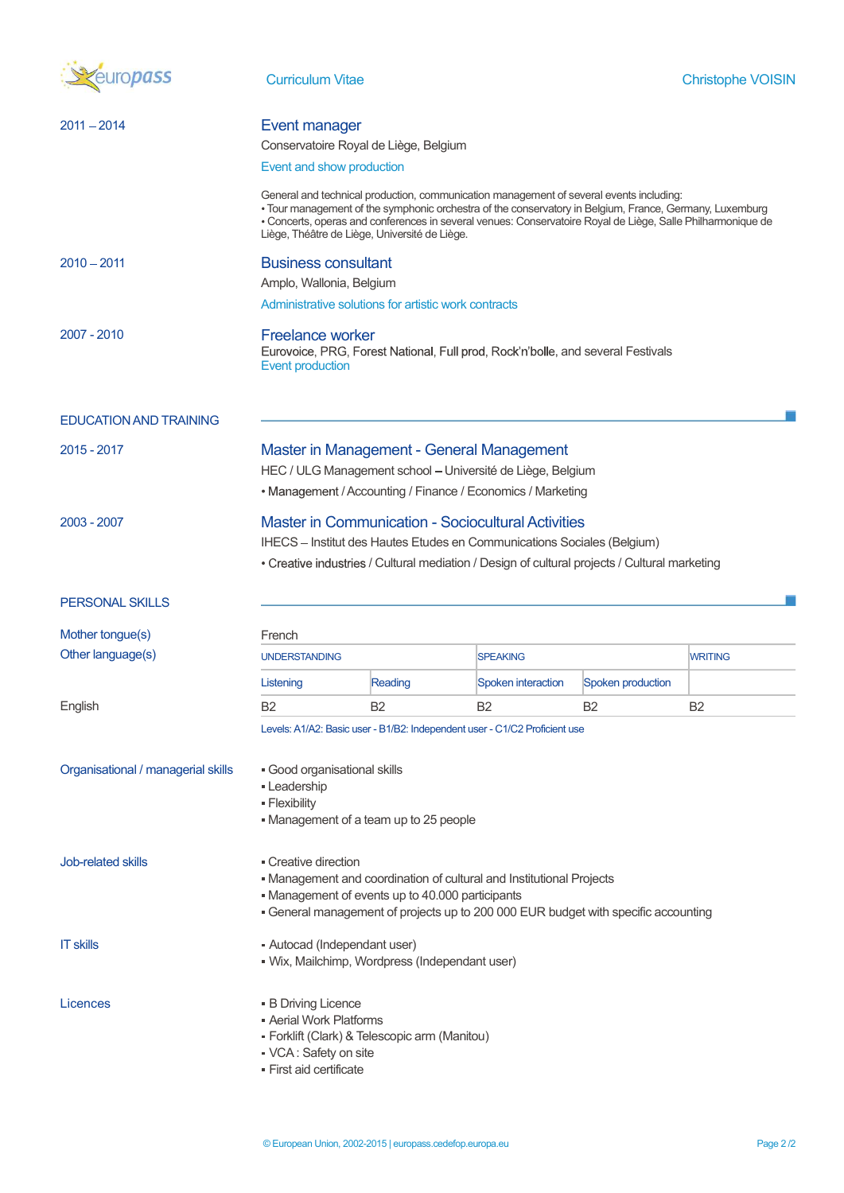2011 – 2014

### Event manager

Conservatoire Royal de Liège, Belgium

Event and show production

General and technical production, communication management of several events including:
• Tour management of the symphonic orchestra of the conservatory in Belgium, France, Germany, Luxemburg
• Concerts, operas and conferences in several venues: Conservatoire Royal de Liège, Salle Philharmonique de Liège, Théâtre de Liège, Université de Liège.

2010 – 2011

### Business consultant

Amplo, Wallonia, Belgium

Administrative solutions for artistic work contracts

2007 - 2010

### Freelance worker

Eurovoice, PRG, Forest National, Full prod, Rock'n'bolle, and several Festivals

Event production

## EDUCATION AND TRAINING

2015 - 2017

### Master in Management - General Management

HEC / ULG Management school – Université de Liège, Belgium

• Management / Accounting / Finance / Economics / Marketing

2003 - 2007

### Master in Communication - Sociocultural Activities

IHECS – Institut des Hautes Etudes en Communications Sociales (Belgium)

• Creative industries / Cultural mediation / Design of cultural projects / Cultural marketing

## PERSONAL SKILLS

Mother tongue(s): French

Other language(s):

| | UNDERSTANDING | | SPEAKING | | WRITING |
|---|---|---|---|---|---|
| | Listening | Reading | Spoken interaction | Spoken production | |
| English | B2 | B2 | B2 | B2 | B2 |

Levels: A1/A2: Basic user - B1/B2: Independent user - C1/C2 Proficient use

**Organisational / managerial skills**

- Good organisational skills
- Leadership
- Flexibility
- Management of a team up to 25 people

**Job-related skills**

- Creative direction
- Management and coordination of cultural and Institutional Projects
- Management of events up to 40.000 participants
- General management of projects up to 200 000 EUR budget with specific accounting

**IT skills**

- Autocad (Independant user)
- Wix, Mailchimp, Wordpress (Independant user)

**Licences**

- B Driving Licence
- Aerial Work Platforms
- Forklift (Clark) & Telescopic arm (Manitou)
- VCA : Safety on site
- First aid certificate